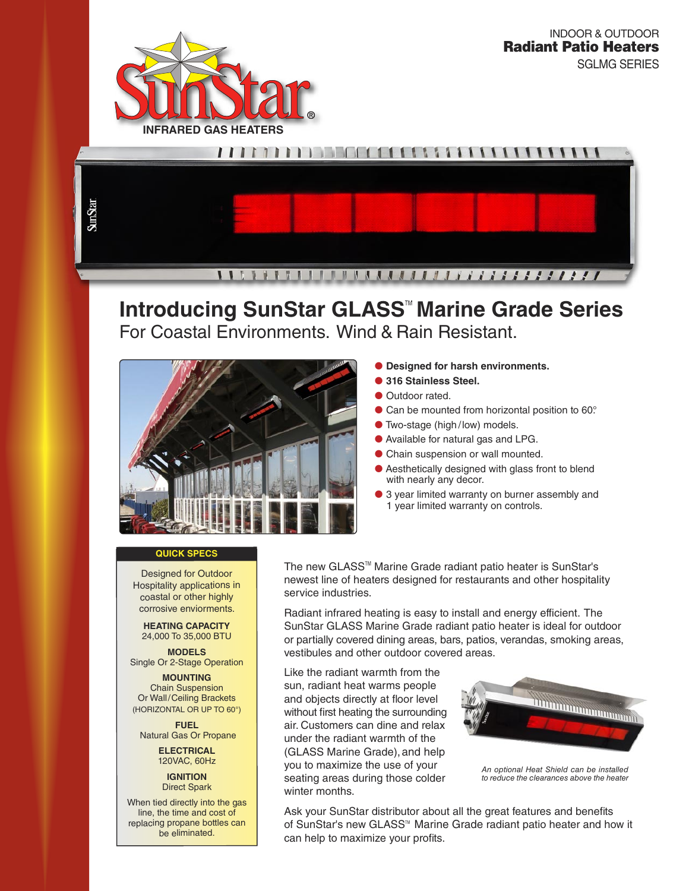SunStar®

INFRARED GAS HEATERS

INDOOR & OUTDOOR

**Radiant Patio Heaters**

SGLMG SERIES

# Introducing SunStar GLASS™ Marine Grade Series

## For Coastal Environments. Wind & Rain Resistant.

- **Designed for harsh environments.**
- **316 Stainless Steel.**
- Outdoor rated.
- Can be mounted from horizontal position to 60°
- Two-stage (high/low) models.
- Available for natural gas and LPG.
- Chain suspension or wall mounted.
- Aesthetically designed with glass front to blend with nearly any decor.
- 3 year limited warranty on burner assembly and 1 year limited warranty on controls.

### QUICK SPECS

Designed for Outdoor Hospitality applications in coastal or other highly corrosive enviorments.

**HEATING CAPACITY**
24,000 To 35,000 BTU

**MODELS**
Single Or 2-Stage Operation

**MOUNTING**
Chain Suspension
Or Wall/Ceiling Brackets
(HORIZONTAL OR UP TO 60°)

**FUEL**
Natural Gas Or Propane

**ELECTRICAL**
120VAC, 60Hz

**IGNITION**
Direct Spark

When tied directly into the gas line, the time and cost of replacing propane bottles can be eliminated.

The new GLASS™ Marine Grade radiant patio heater is SunStar's newest line of heaters designed for restaurants and other hospitality service industries.

Radiant infrared heating is easy to install and energy efficient. The SunStar GLASS Marine Grade radiant patio heater is ideal for outdoor or partially covered dining areas, bars, patios, verandas, smoking areas, vestibules and other outdoor covered areas.

Like the radiant warmth from the sun, radiant heat warms people and objects directly at floor level without first heating the surrounding air. Customers can dine and relax under the radiant warmth of the (GLASS Marine Grade), and help you to maximize the use of your seating areas during those colder winter months.

*An optional Heat Shield can be installed to reduce the clearances above the heater*

Ask your SunStar distributor about all the great features and benefits of SunStar's new GLASS™ Marine Grade radiant patio heater and how it can help to maximize your profits.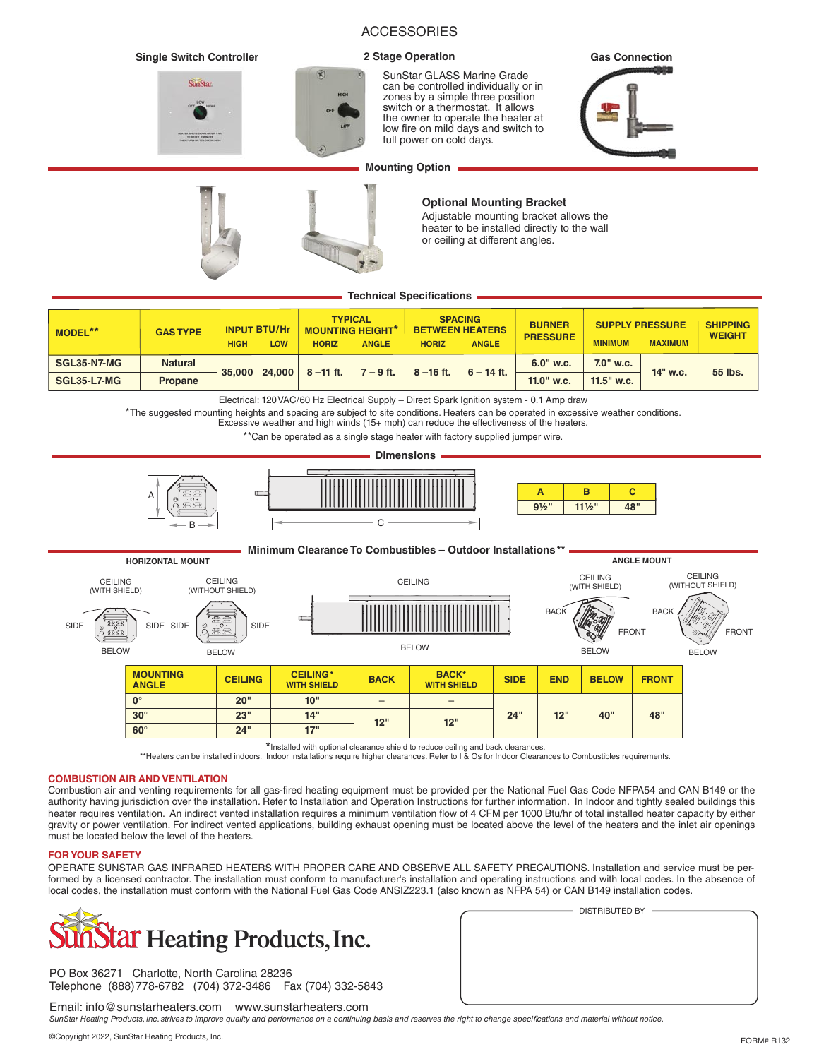# ACCESSORIES

### Single Switch Controller

### 2 Stage Operation

SunStar GLASS Marine Grade can be controlled individually or in zones by a simple three position switch or a thermostat. It allows the owner to operate the heater at low fire on mild days and switch to full power on cold days.

### Gas Connection

## Mounting Option

### Optional Mounting Bracket

Adjustable mounting bracket allows the heater to be installed directly to the wall or ceiling at different angles.

## Technical Specifications

| MODEL** | GAS TYPE | INPUT BTU/Hr | | TYPICAL MOUNTING HEIGHT* | | SPACING BETWEEN HEATERS | | BURNER PRESSURE | SUPPLY PRESSURE | | SHIPPING WEIGHT |
|---|---|---|---|---|---|---|---|---|---|---|---|
| | | HIGH | LOW | HORIZ | ANGLE | HORIZ | ANGLE | | MINIMUM | MAXIMUM | |
| SGL35-N7-MG | Natural | 35,000 | 24,000 | 8 –11 ft. | 7 – 9 ft. | 8 –16 ft. | 6 – 14 ft. | 6.0" w.c. | 7.0" w.c. | 14" w.c. | 55 lbs. |
| SGL35-L7-MG | Propane | | | | | | | 11.0" w.c. | 11.5" w.c. | | |

Electrical: 120VAC/60 Hz Electrical Supply – Direct Spark Ignition system - 0.1 Amp draw

*The suggested mounting heights and spacing are subject to site conditions. Heaters can be operated in excessive weather conditions. Excessive weather and high winds (15+ mph) can reduce the effectiveness of the heaters.

**Can be operated as a single stage heater with factory supplied jumper wire.

## Dimensions

A

B

C

| A | B | C |
|---|---|---|
| 9½" | 11½" | 48" |

## Minimum Clearance To Combustibles – Outdoor Installations**

HORIZONTAL MOUNT

CEILING (WITH SHIELD)

CEILING (WITHOUT SHIELD)

SIDE SIDE SIDE SIDE

BELOW BELOW

CEILING

BELOW

ANGLE MOUNT

CEILING (WITH SHIELD)

CEILING (WITHOUT SHIELD)

BACK FRONT BACK FRONT

BELOW BELOW

| MOUNTING ANGLE | CEILING | CEILING* WITH SHIELD | BACK | BACK* WITH SHIELD | SIDE | END | BELOW | FRONT |
|---|---|---|---|---|---|---|---|---|
| 0° | 20" | 10" | – | – | 24" | 12" | 40" | 48" |
| 30° | 23" | 14" | 12" | 12" | | | | |
| 60° | 24" | 17" | | | | | | |

*Installed with optional clearance shield to reduce ceiling and back clearances.

**Heaters can be installed indoors. Indoor installations require higher clearances. Refer to I & Os for Indoor Clearances to Combustibles requirements.

### COMBUSTION AIR AND VENTILATION

Combustion air and venting requirements for all gas-fired heating equipment must be provided per the National Fuel Gas Code NFPA54 and CAN B149 or the authority having jurisdiction over the installation. Refer to Installation and Operation Instructions for further information. In Indoor and tightly sealed buildings this heater requires ventilation. An indirect vented installation requires a minimum ventilation flow of 4 CFM per 1000 Btu/hr of total installed heater capacity by either gravity or power ventilation. For indirect vented applications, building exhaust opening must be located above the level of the heaters and the inlet air openings must be located below the level of the heaters.

### FOR YOUR SAFETY

OPERATE SUNSTAR GAS INFRARED HEATERS WITH PROPER CARE AND OBSERVE ALL SAFETY PRECAUTIONS. Installation and service must be performed by a licensed contractor. The installation must conform to manufacturer's installation and operating instructions and with local codes. In the absence of local codes, the installation must conform with the National Fuel Gas Code ANSIZ223.1 (also known as NFPA 54) or CAN B149 installation codes.

**SunStar Heating Products, Inc.**

PO Box 36271 Charlotte, North Carolina 28236
Telephone (888)778-6782 (704) 372-3486 Fax (704) 332-5843

Email: info@sunstarheaters.com www.sunstarheaters.com

DISTRIBUTED BY

*SunStar Heating Products, Inc. strives to improve quality and performance on a continuing basis and reserves the right to change specifications and material without notice.*

©Copyright 2022, SunStar Heating Products, Inc.

FORM# R132